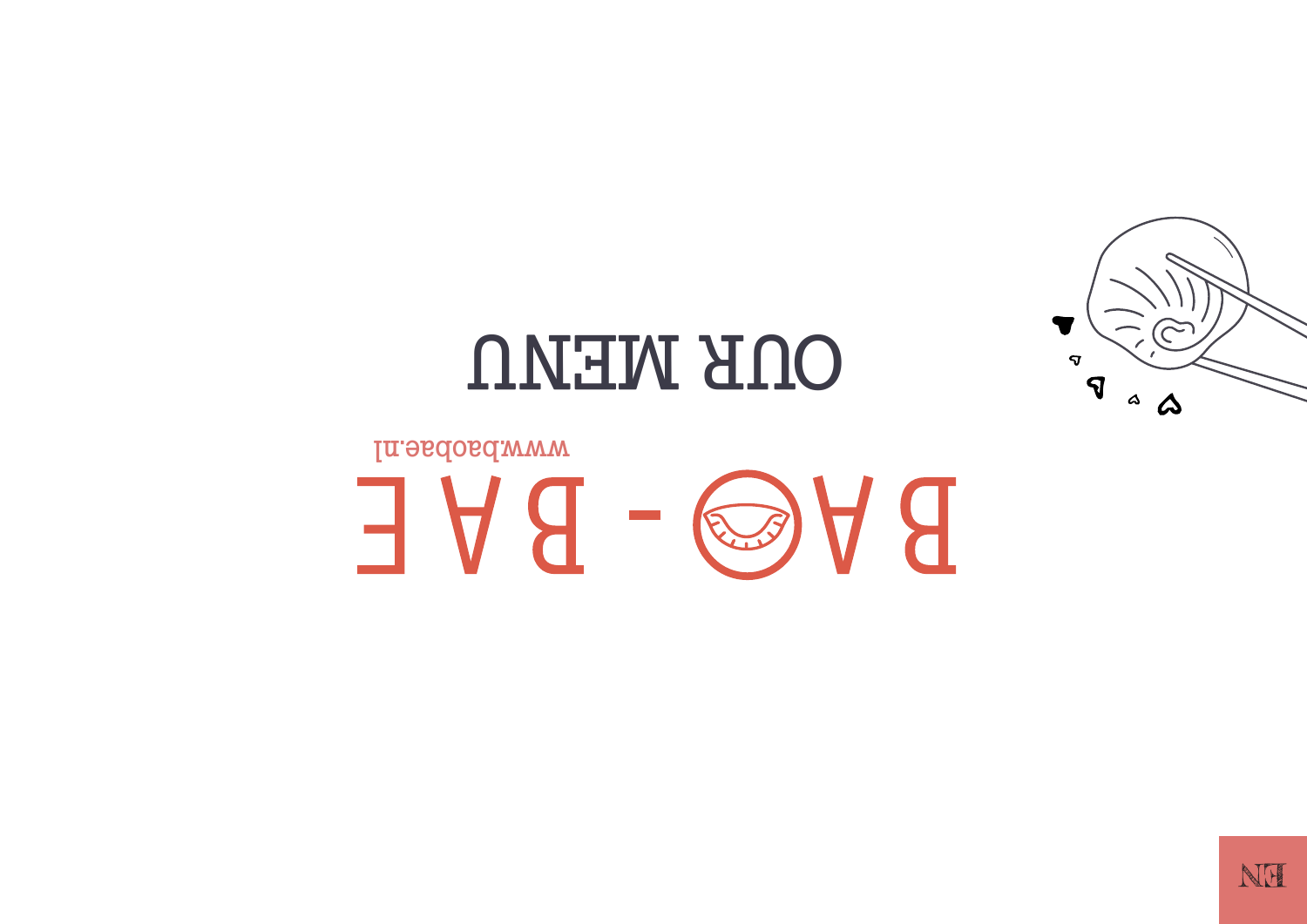# OUR MENU

# BAO - BAE

www.baobae.nl

EN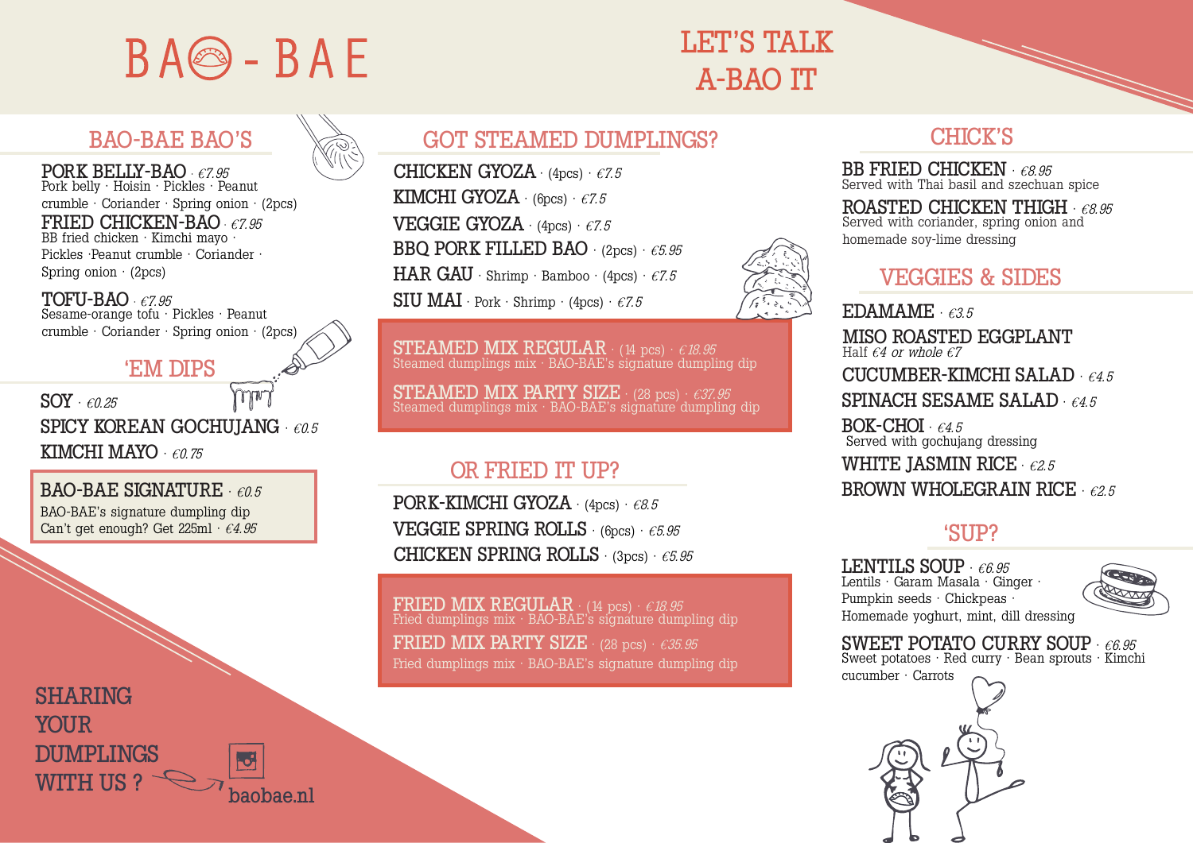# BAO-BAE

## LET'S TALK A-BAO IT

## BAO-BAE BAO'S

**PORK BELLY-BAO** · €7.95
Pork belly · Hoisin · Pickles · Peanut crumble · Coriander · Spring onion · (2pcs)

**FRIED CHICKEN-BAO** · €7.95
BB fried chicken · Kimchi mayo · Pickles ·Peanut crumble · Coriander · Spring onion · (2pcs)

**TOFU-BAO** · €7.95
Sesame-orange tofu · Pickles · Peanut crumble · Coriander · Spring onion · (2pcs)

## 'EM DIPS

**SOY** · €0.25

**SPICY KOREAN GOCHUJANG** · €0.5

**KIMCHI MAYO** · €0.75

**BAO-BAE SIGNATURE** · €0.5
BAO-BAE's signature dumpling dip
Can't get enough? Get 225ml · €4.95

## GOT STEAMED DUMPLINGS?

**CHICKEN GYOZA** · (4pcs) · €7.5

**KIMCHI GYOZA** · (6pcs) · €7.5

**VEGGIE GYOZA** · (4pcs) · €7.5

**BBQ PORK FILLED BAO** · (2pcs) · €5.95

**HAR GAU** · Shrimp · Bamboo · (4pcs) · €7.5

**SIU MAI** · Pork · Shrimp · (4pcs) · €7.5

**STEAMED MIX REGULAR** · (14 pcs) · €18.95
Steamed dumplings mix · BAO-BAE's signature dumpling dip

**STEAMED MIX PARTY SIZE** · (28 pcs) · €37.95
Steamed dumplings mix · BAO-BAE's signature dumpling dip

## OR FRIED IT UP?

**PORK-KIMCHI GYOZA** · (4pcs) · €8.5

**VEGGIE SPRING ROLLS** · (6pcs) · €5.95

**CHICKEN SPRING ROLLS** · (3pcs) · €5.95

**FRIED MIX REGULAR** · (14 pcs) · €18.95
Fried dumplings mix · BAO-BAE's signature dumpling dip

**FRIED MIX PARTY SIZE** · (28 pcs) · €35.95
Fried dumplings mix · BAO-BAE's signature dumpling dip

## CHICK'S

**BB FRIED CHICKEN** · €8.95
Served with Thai basil and szechuan spice

**ROASTED CHICKEN THIGH** · €8.95
Served with coriander, spring onion and homemade soy-lime dressing

## VEGGIES & SIDES

**EDAMAME** · €3.5

**MISO ROASTED EGGPLANT**
Half €4 or whole €7

**CUCUMBER-KIMCHI SALAD** · €4.5

**SPINACH SESAME SALAD** · €4.5

**BOK-CHOI** · €4.5
Served with gochujang dressing

**WHITE JASMIN RICE** · €2.5

**BROWN WHOLEGRAIN RICE** · €2.5

## 'SUP?

**LENTILS SOUP** · €6.95
Lentils · Garam Masala · Ginger · Pumpkin seeds · Chickpeas · Homemade yoghurt, mint, dill dressing

**SWEET POTATO CURRY SOUP** · €6.95
Sweet potatoes · Red curry · Bean sprouts · Kimchi cucumber · Carrots

SHARING YOUR DUMPLINGS WITH US ?

baobae.nl